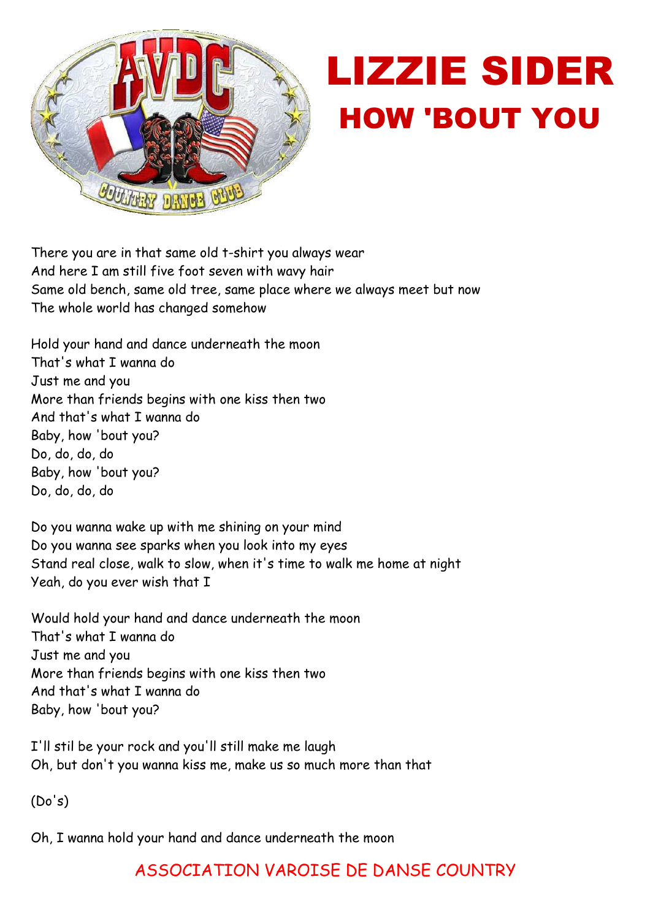# LIZZIE SIDER

## HOW 'BOUT YOU

There you are in that same old t-shirt you always wear
And here I am still five foot seven with wavy hair
Same old bench, same old tree, same place where we always meet but now
The whole world has changed somehow

Hold your hand and dance underneath the moon
That's what I wanna do
Just me and you
More than friends begins with one kiss then two
And that's what I wanna do
Baby, how 'bout you?
Do, do, do, do
Baby, how 'bout you?
Do, do, do, do

Do you wanna wake up with me shining on your mind
Do you wanna see sparks when you look into my eyes
Stand real close, walk to slow, when it's time to walk me home at night
Yeah, do you ever wish that I

Would hold your hand and dance underneath the moon
That's what I wanna do
Just me and you
More than friends begins with one kiss then two
And that's what I wanna do
Baby, how 'bout you?

I'll stil be your rock and you'll still make me laugh
Oh, but don't you wanna kiss me, make us so much more than that

(Do's)

Oh, I wanna hold your hand and dance underneath the moon

ASSOCIATION VAROISE DE DANSE COUNTRY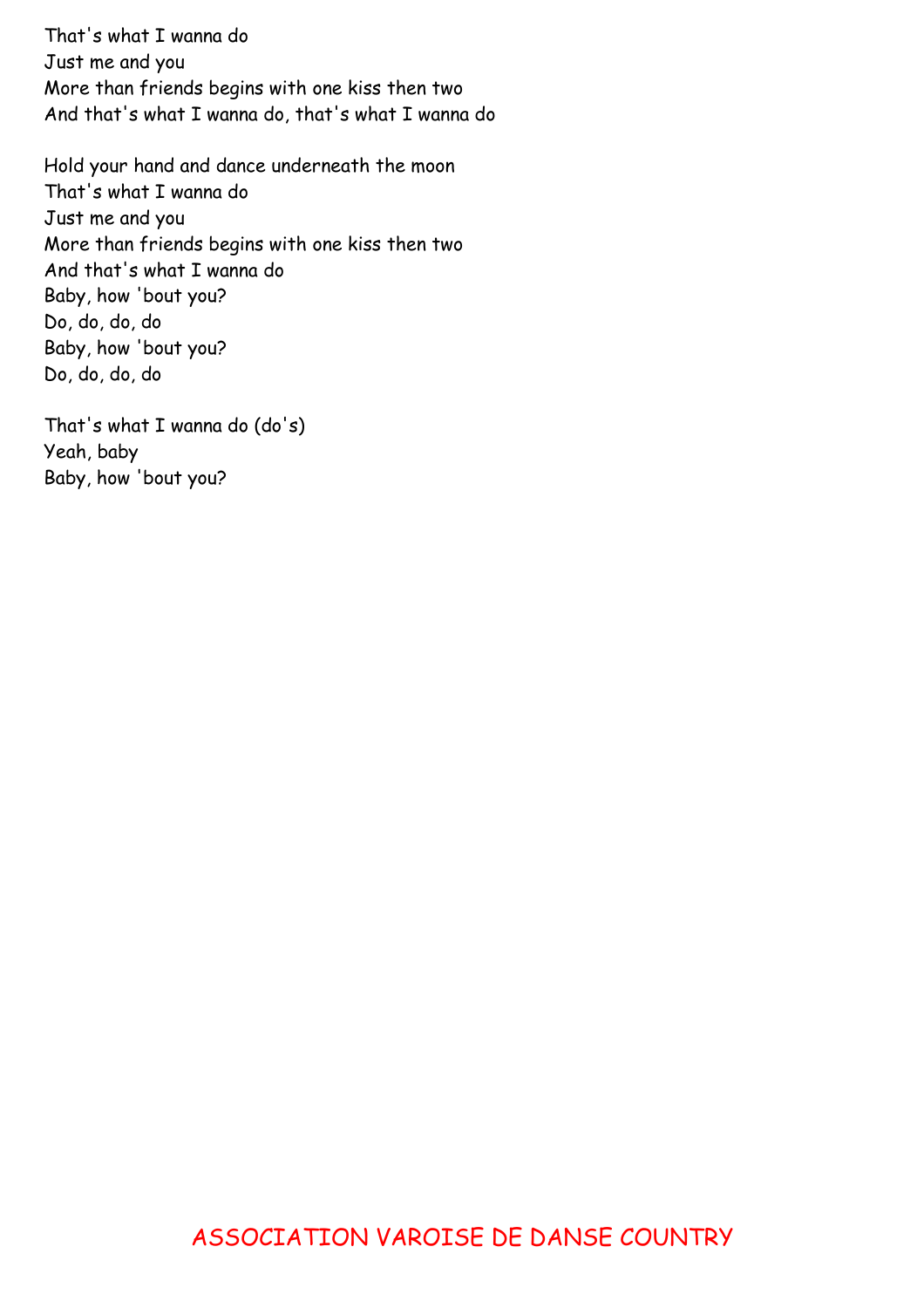That's what I wanna do
Just me and you
More than friends begins with one kiss then two
And that's what I wanna do, that's what I wanna do

Hold your hand and dance underneath the moon
That's what I wanna do
Just me and you
More than friends begins with one kiss then two
And that's what I wanna do
Baby, how 'bout you?
Do, do, do, do
Baby, how 'bout you?
Do, do, do, do

That's what I wanna do (do's)
Yeah, baby
Baby, how 'bout you?